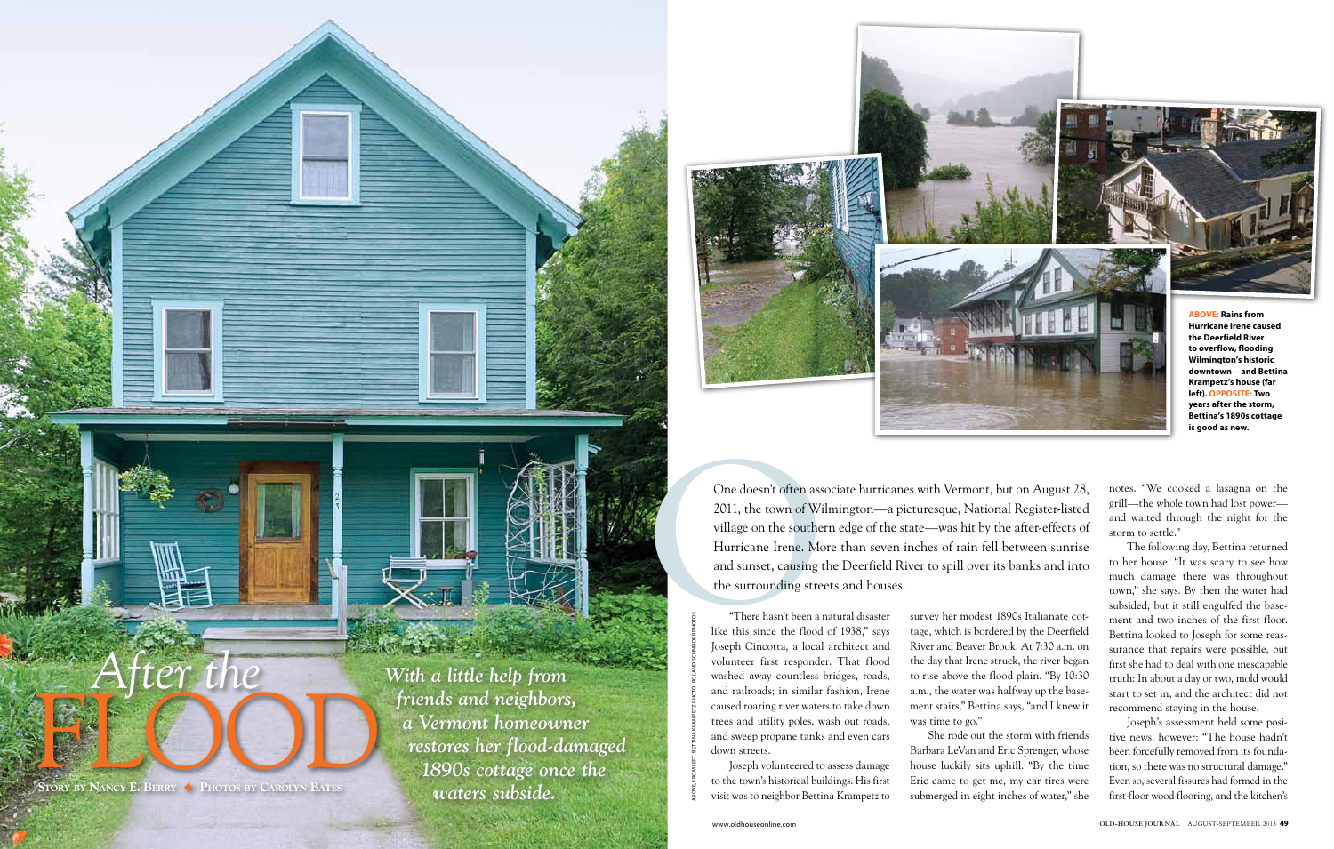# After the FLOOD

*With a little help from friends and neighbors, a Vermont homeowner restores her flood-damaged 1890s cottage once the waters subside.*

STORY BY NANCY E. BERRY ◆ PHOTOS BY CAROLYN BATES

**ABOVE:** Rains from Hurricane Irene caused the Deerfield River to overflow, flooding Wilmington's historic downtown—and Bettina Krampetz's house (far left). **OPPOSITE:** Two years after the storm, Bettina's 1890s cottage is good as new.

ABOVE, FROM LEFT: BETTINA KRAMPETZ PHOTO; ROLAND SCHNEIDER PHOTOS

One doesn't often associate hurricanes with Vermont, but on August 28, 2011, the town of Wilmington—a picturesque, National Register-listed village on the southern edge of the state—was hit by the after-effects of Hurricane Irene. More than seven inches of rain fell between sunrise and sunset, causing the Deerfield River to spill over its banks and into the surrounding streets and houses.

"There hasn't been a natural disaster like this since the flood of 1938," says Joseph Cincotta, a local architect and volunteer first responder. That flood washed away countless bridges, roads, and railroads; in similar fashion, Irene caused roaring river waters to take down trees and utility poles, wash out roads, and sweep propane tanks and even cars down streets.

Joseph volunteered to assess damage to the town's historical buildings. His first visit was to neighbor Bettina Krampetz to survey her modest 1890s Italianate cottage, which is bordered by the Deerfield River and Beaver Brook. At 7:30 a.m. on the day that Irene struck, the river began to rise above the flood plain. "By 10:30 a.m., the water was halfway up the basement stairs," Bettina says, "and I knew it was time to go."

She rode out the storm with friends Barbara LeVan and Eric Sprenger, whose house luckily sits uphill. "By the time Eric came to get me, my car tires were submerged in eight inches of water," she notes. "We cooked a lasagna on the grill—the whole town had lost power—and waited through the night for the storm to settle."

The following day, Bettina returned to her house. "It was scary to see how much damage there was throughout town," she says. By then the water had subsided, but it still engulfed the basement and two inches of the first floor. Bettina looked to Joseph for some reassurance that repairs were possible, but first she had to deal with one inescapable truth: In about a day or two, mold would start to set in, and the architect did not recommend staying in the house.

Joseph's assessment held some positive news, however: "The house hadn't been forcefully removed from its foundation, so there was no structural damage." Even so, several fissures had formed in the first-floor wood flooring, and the kitchen's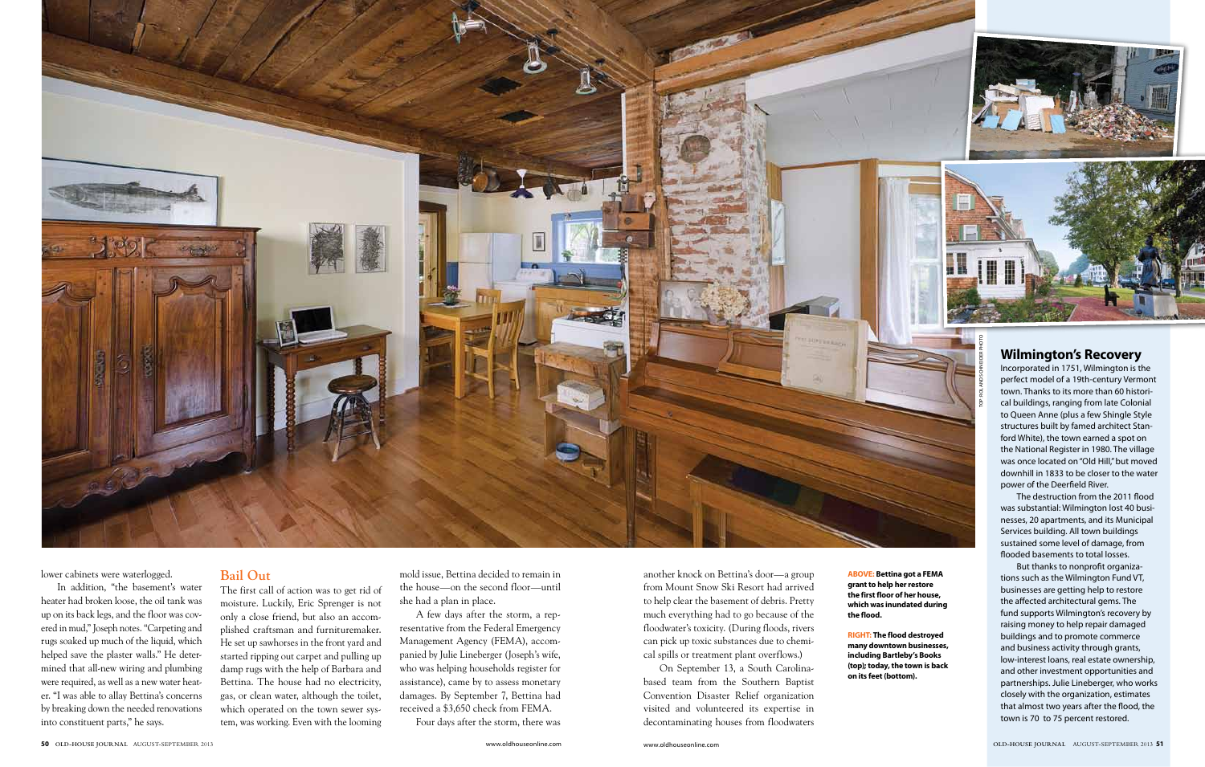lower cabinets were waterlogged.

In addition, "the basement's water heater had broken loose, the oil tank was up on its back legs, and the floor was covered in mud," Joseph notes. "Carpeting and rugs soaked up much of the liquid, which helped save the plaster walls." He determined that all-new wiring and plumbing were required, as well as a new water heater. "I was able to allay Bettina's concerns by breaking down the needed renovations into constituent parts," he says.

## Bail Out

The first call of action was to get rid of moisture. Luckily, Eric Sprenger is not only a close friend, but also an accomplished craftsman and furnituremaker. He set up sawhorses in the front yard and started ripping out carpet and pulling up damp rugs with the help of Barbara and Bettina. The house had no electricity, gas, or clean water, although the toilet, which operated on the town sewer system, was working. Even with the looming mold issue, Bettina decided to remain in the house—on the second floor—until she had a plan in place.

A few days after the storm, a representative from the Federal Emergency Management Agency (FEMA), accompanied by Julie Lineberger (Joseph's wife, who was helping households register for assistance), came by to assess monetary damages. By September 7, Bettina had received a $3,650 check from FEMA.

Four days after the storm, there was another knock on Bettina's door—a group from Mount Snow Ski Resort had arrived to help clear the basement of debris. Pretty much everything had to go because of the floodwater's toxicity. (During floods, rivers can pick up toxic substances due to chemical spills or treatment plant overflows.)

On September 13, a South Carolina-based team from the Southern Baptist Convention Disaster Relief organization visited and volunteered its expertise in decontaminating houses from floodwaters

**ABOVE: Bettina got a FEMA grant to help her restore the first floor of her house, which was inundated during the flood.**

**RIGHT: The flood destroyed many downtown businesses, including Bartleby's Books (top); today, the town is back on its feet (bottom).**

TOP: ROLAND SCHNEIDER PHOTO

## Wilmington's Recovery

Incorporated in 1751, Wilmington is the perfect model of a 19th-century Vermont town. Thanks to its more than 60 historical buildings, ranging from late Colonial to Queen Anne (plus a few Shingle Style structures built by famed architect Stanford White), the town earned a spot on the National Register in 1980. The village was once located on "Old Hill," but moved downhill in 1833 to be closer to the water power of the Deerfield River.

The destruction from the 2011 flood was substantial: Wilmington lost 40 businesses, 20 apartments, and its Municipal Services building. All town buildings sustained some level of damage, from flooded basements to total losses.

But thanks to nonprofit organizations such as the Wilmington Fund VT, businesses are getting help to restore the affected architectural gems. The fund supports Wilmington's recovery by raising money to help repair damaged buildings and to promote commerce and business activity through grants, low-interest loans, real estate ownership, and other investment opportunities and partnerships. Julie Lineberger, who works closely with the organization, estimates that almost two years after the flood, the town is 70 to 75 percent restored.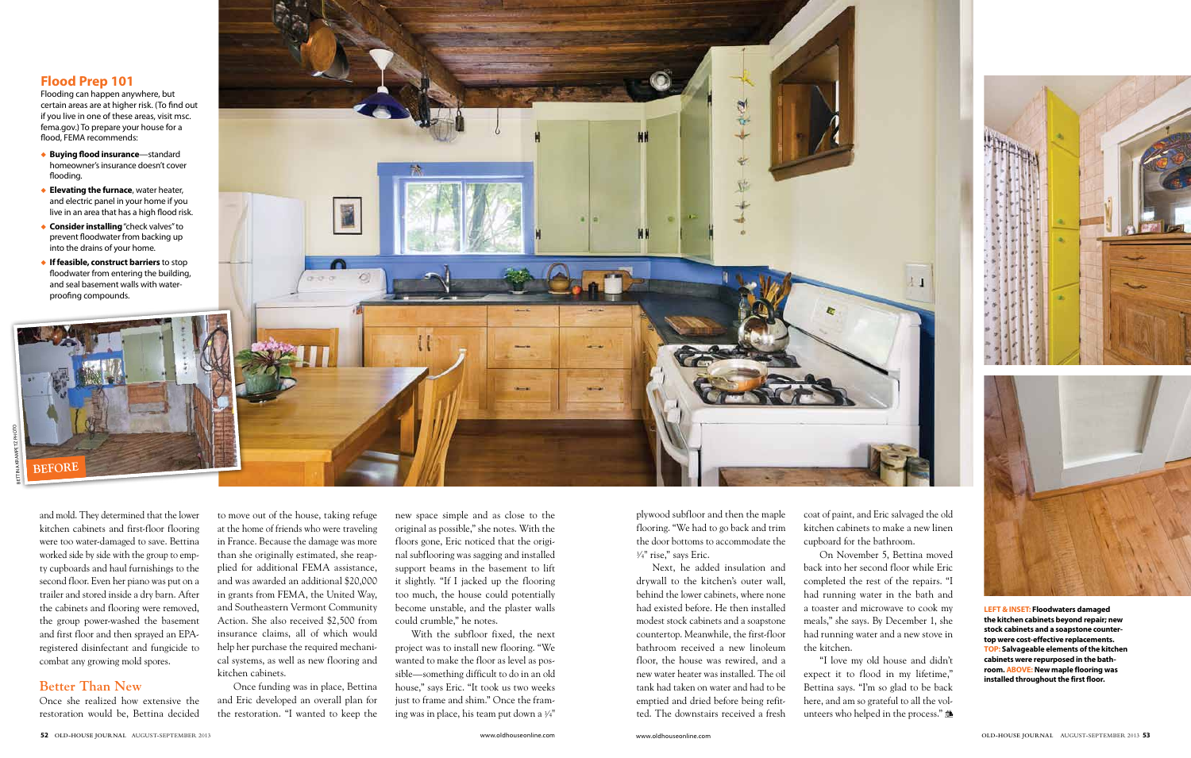## Flood Prep 101

Flooding can happen anywhere, but certain areas are at higher risk. (To find out if you live in one of these areas, visit msc.fema.gov.) To prepare your house for a flood, FEMA recommends:

- **Buying flood insurance**—standard homeowner's insurance doesn't cover flooding.
- **Elevating the furnace**, water heater, and electric panel in your home if you live in an area that has a high flood risk.
- **Consider installing** "check valves" to prevent floodwater from backing up into the drains of your home.
- **If feasible, construct barriers** to stop floodwater from entering the building, and seal basement walls with waterproofing compounds.

BEFORE

BETTINA KRAMPETZ PHOTO

and mold. They determined that the lower kitchen cabinets and first-floor flooring were too water-damaged to save. Bettina worked side by side with the group to empty cupboards and haul furnishings to the second floor. Even her piano was put on a trailer and stored inside a dry barn. After the cabinets and flooring were removed, the group power-washed the basement and first floor and then sprayed an EPA-registered disinfectant and fungicide to combat any growing mold spores.

## Better Than New

Once she realized how extensive the restoration would be, Bettina decided to move out of the house, taking refuge at the home of friends who were traveling in France. Because the damage was more than she originally estimated, she reapplied for additional FEMA assistance, and was awarded an additional $20,000 in grants from FEMA, the United Way, and Southeastern Vermont Community Action. She also received $2,500 from insurance claims, all of which would help her purchase the required mechanical systems, as well as new flooring and kitchen cabinets.

Once funding was in place, Bettina and Eric developed an overall plan for the restoration. "I wanted to keep the new space simple and as close to the original as possible," she notes. With the floors gone, Eric noticed that the original subflooring was sagging and installed support beams in the basement to lift it slightly. "If I jacked up the flooring too much, the house could potentially become unstable, and the plaster walls could crumble," he notes.

With the subfloor fixed, the next project was to install new flooring. "We wanted to make the floor as level as possible—something difficult to do in an old house," says Eric. "It took us two weeks just to frame and shim." Once the framing was in place, his team put down a ¾" plywood subfloor and then the maple flooring. "We had to go back and trim the door bottoms to accommodate the ¾" rise," says Eric.

Next, he added insulation and drywall to the kitchen's outer wall, behind the lower cabinets, where none had existed before. He then installed modest stock cabinets and a soapstone countertop. Meanwhile, the first-floor bathroom received a new linoleum floor, the house was rewired, and a new water heater was installed. The oil tank had taken on water and had to be emptied and dried before being refitted. The downstairs received a fresh coat of paint, and Eric salvaged the old kitchen cabinets to make a new linen cupboard for the bathroom.

On November 5, Bettina moved back into her second floor while Eric completed the rest of the repairs. "I had running water in the bath and a toaster and microwave to cook my meals," she says. By December 1, she had running water and a new stove in the kitchen.

"I love my old house and didn't expect it to flood in my lifetime," Bettina says. "I'm so glad to be back here, and am so grateful to all the volunteers who helped in the process."

**LEFT & INSET: Floodwaters damaged the kitchen cabinets beyond repair; new stock cabinets and a soapstone countertop were cost-effective replacements. TOP: Salvageable elements of the kitchen cabinets were repurposed in the bathroom. ABOVE: New maple flooring was installed throughout the first floor.**